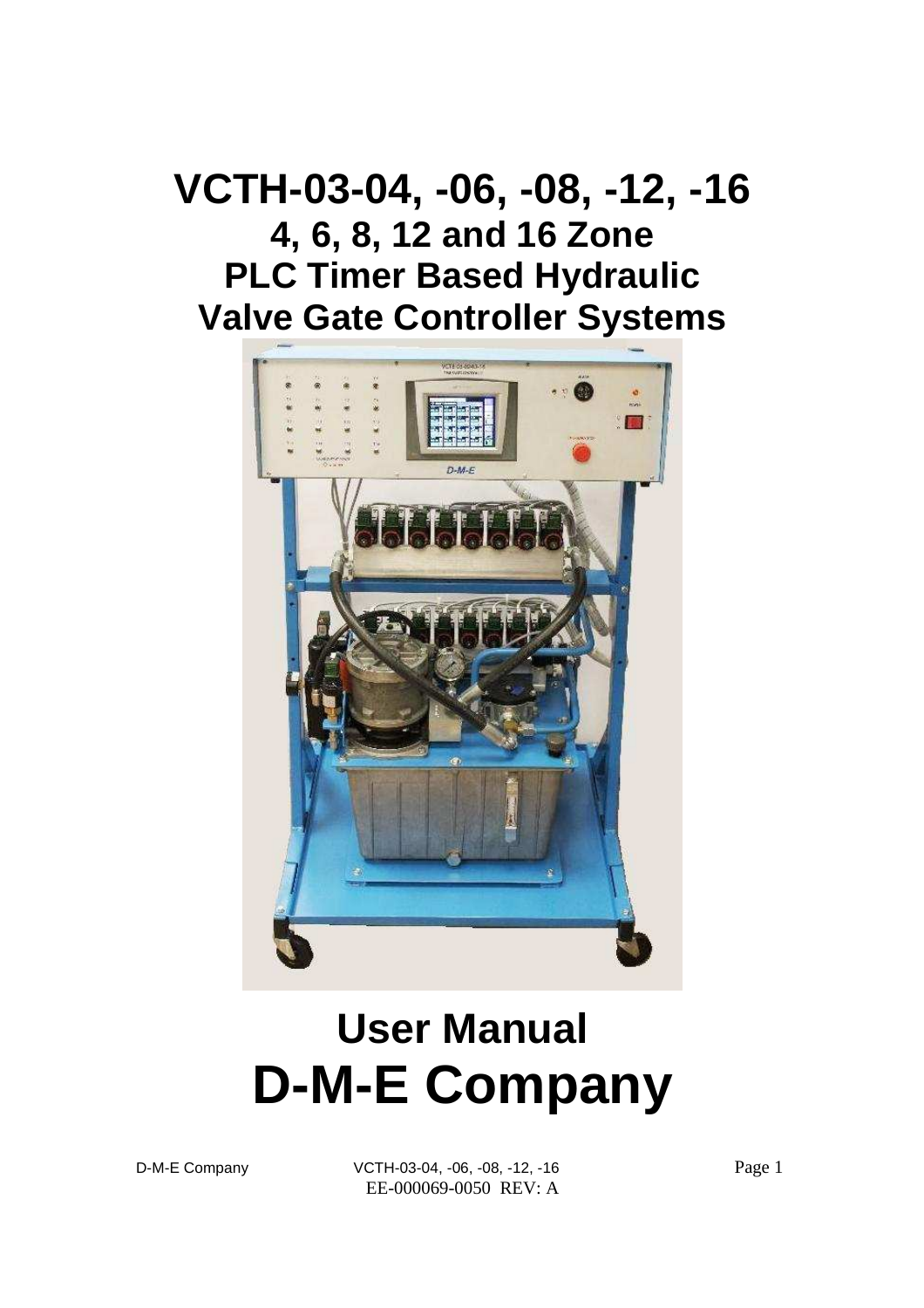# VCTH-03-04, -06, -08, -12, -16

## 4, 6, 8, 12 and 16 Zone
## PLC Timer Based Hydraulic
## Valve Gate Controller Systems

# User Manual
# D-M-E Company

EE-000069-0050 REV: A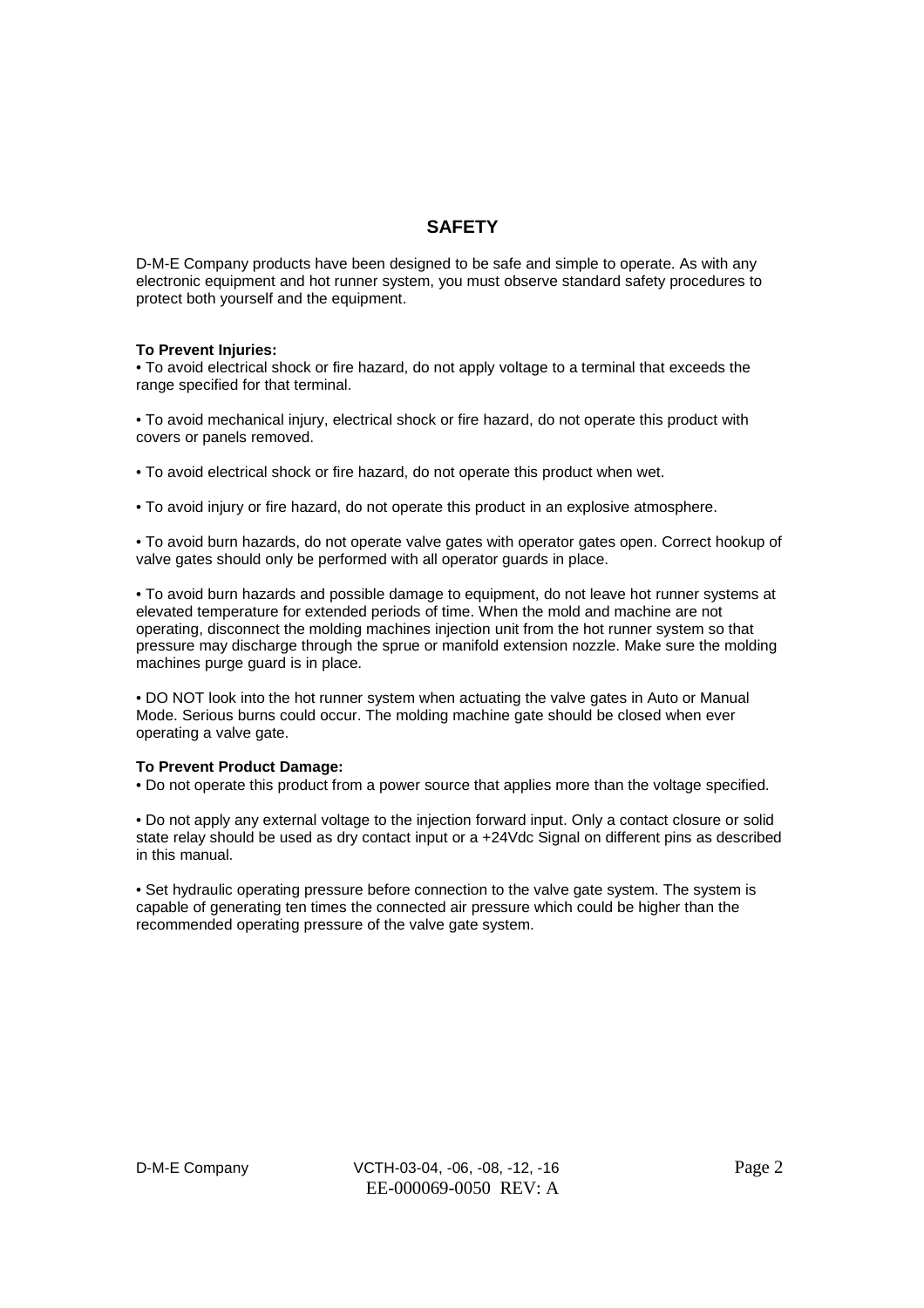## SAFETY

D-M-E Company products have been designed to be safe and simple to operate. As with any electronic equipment and hot runner system, you must observe standard safety procedures to protect both yourself and the equipment.

**To Prevent Injuries:**

• To avoid electrical shock or fire hazard, do not apply voltage to a terminal that exceeds the range specified for that terminal.

• To avoid mechanical injury, electrical shock or fire hazard, do not operate this product with covers or panels removed.

• To avoid electrical shock or fire hazard, do not operate this product when wet.

• To avoid injury or fire hazard, do not operate this product in an explosive atmosphere.

• To avoid burn hazards, do not operate valve gates with operator gates open. Correct hookup of valve gates should only be performed with all operator guards in place.

• To avoid burn hazards and possible damage to equipment, do not leave hot runner systems at elevated temperature for extended periods of time. When the mold and machine are not operating, disconnect the molding machines injection unit from the hot runner system so that pressure may discharge through the sprue or manifold extension nozzle. Make sure the molding machines purge guard is in place.

• DO NOT look into the hot runner system when actuating the valve gates in Auto or Manual Mode. Serious burns could occur. The molding machine gate should be closed when ever operating a valve gate.

**To Prevent Product Damage:**

• Do not operate this product from a power source that applies more than the voltage specified.

• Do not apply any external voltage to the injection forward input. Only a contact closure or solid state relay should be used as dry contact input or a +24Vdc Signal on different pins as described in this manual.

• Set hydraulic operating pressure before connection to the valve gate system. The system is capable of generating ten times the connected air pressure which could be higher than the recommended operating pressure of the valve gate system.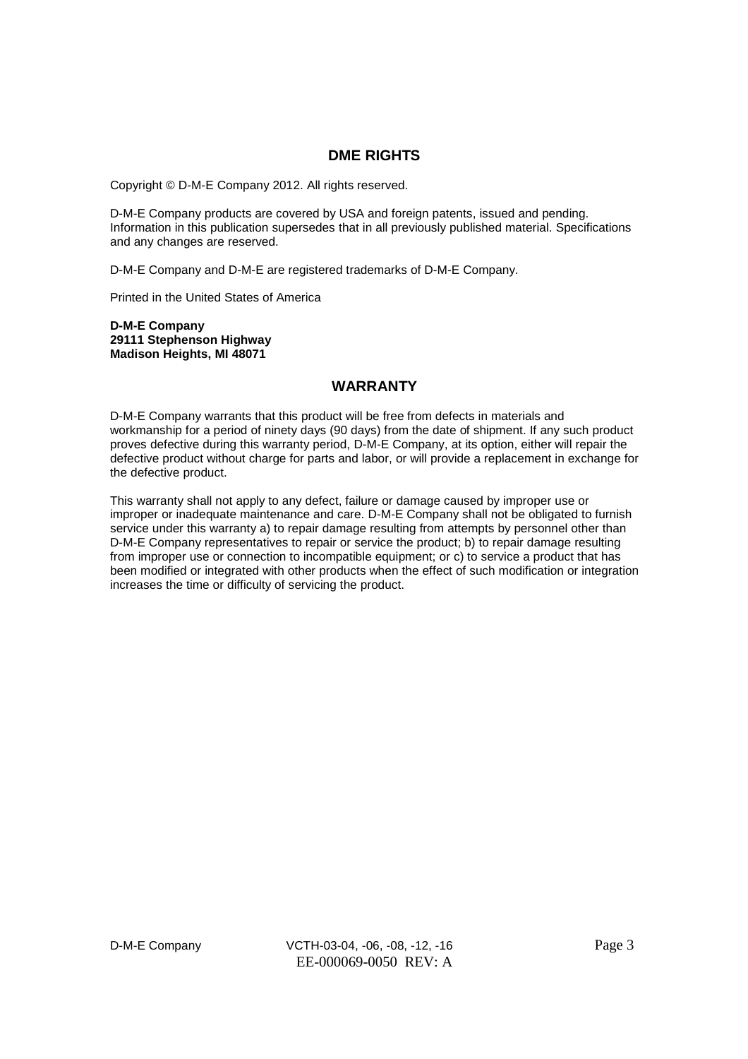## DME RIGHTS

Copyright © D-M-E Company 2012. All rights reserved.

D-M-E Company products are covered by USA and foreign patents, issued and pending. Information in this publication supersedes that in all previously published material. Specifications and any changes are reserved.

D-M-E Company and D-M-E are registered trademarks of D-M-E Company.

Printed in the United States of America

**D-M-E Company**
**29111 Stephenson Highway**
**Madison Heights, MI 48071**

## WARRANTY

D-M-E Company warrants that this product will be free from defects in materials and workmanship for a period of ninety days (90 days) from the date of shipment. If any such product proves defective during this warranty period, D-M-E Company, at its option, either will repair the defective product without charge for parts and labor, or will provide a replacement in exchange for the defective product.

This warranty shall not apply to any defect, failure or damage caused by improper use or improper or inadequate maintenance and care. D-M-E Company shall not be obligated to furnish service under this warranty a) to repair damage resulting from attempts by personnel other than D-M-E Company representatives to repair or service the product; b) to repair damage resulting from improper use or connection to incompatible equipment; or c) to service a product that has been modified or integrated with other products when the effect of such modification or integration increases the time or difficulty of servicing the product.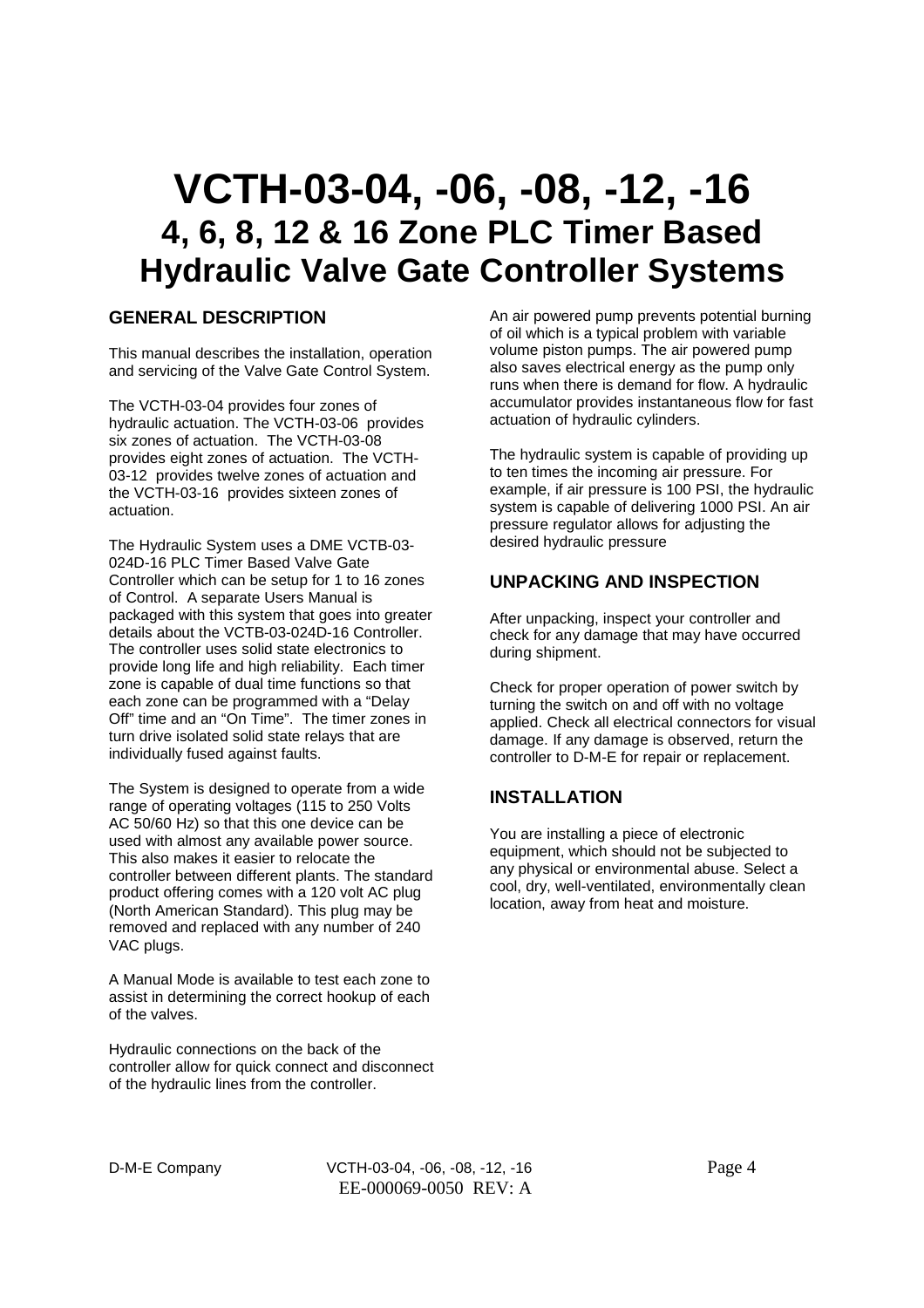# VCTH-03-04, -06, -08, -12, -16

## 4, 6, 8, 12 & 16 Zone PLC Timer Based Hydraulic Valve Gate Controller Systems

### GENERAL DESCRIPTION

This manual describes the installation, operation and servicing of the Valve Gate Control System.

The VCTH-03-04 provides four zones of hydraulic actuation. The VCTH-03-06 provides six zones of actuation. The VCTH-03-08 provides eight zones of actuation. The VCTH-03-12 provides twelve zones of actuation and the VCTH-03-16 provides sixteen zones of actuation.

The Hydraulic System uses a DME VCTB-03-024D-16 PLC Timer Based Valve Gate Controller which can be setup for 1 to 16 zones of Control. A separate Users Manual is packaged with this system that goes into greater details about the VCTB-03-024D-16 Controller. The controller uses solid state electronics to provide long life and high reliability. Each timer zone is capable of dual time functions so that each zone can be programmed with a "Delay Off" time and an "On Time". The timer zones in turn drive isolated solid state relays that are individually fused against faults.

The System is designed to operate from a wide range of operating voltages (115 to 250 Volts AC 50/60 Hz) so that this one device can be used with almost any available power source. This also makes it easier to relocate the controller between different plants. The standard product offering comes with a 120 volt AC plug (North American Standard). This plug may be removed and replaced with any number of 240 VAC plugs.

A Manual Mode is available to test each zone to assist in determining the correct hookup of each of the valves.

Hydraulic connections on the back of the controller allow for quick connect and disconnect of the hydraulic lines from the controller.

An air powered pump prevents potential burning of oil which is a typical problem with variable volume piston pumps. The air powered pump also saves electrical energy as the pump only runs when there is demand for flow. A hydraulic accumulator provides instantaneous flow for fast actuation of hydraulic cylinders.

The hydraulic system is capable of providing up to ten times the incoming air pressure. For example, if air pressure is 100 PSI, the hydraulic system is capable of delivering 1000 PSI. An air pressure regulator allows for adjusting the desired hydraulic pressure

### UNPACKING AND INSPECTION

After unpacking, inspect your controller and check for any damage that may have occurred during shipment.

Check for proper operation of power switch by turning the switch on and off with no voltage applied. Check all electrical connectors for visual damage. If any damage is observed, return the controller to D-M-E for repair or replacement.

### INSTALLATION

You are installing a piece of electronic equipment, which should not be subjected to any physical or environmental abuse. Select a cool, dry, well-ventilated, environmentally clean location, away from heat and moisture.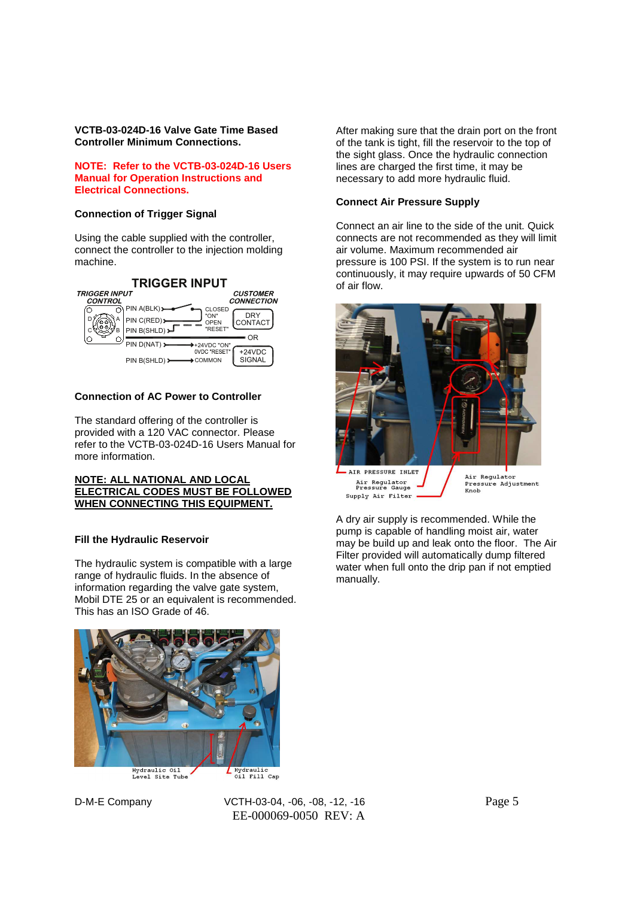**VCTB-03-024D-16 Valve Gate Time Based Controller Minimum Connections.**

**NOTE: Refer to the VCTB-03-024D-16 Users Manual for Operation Instructions and Electrical Connections.**

### Connection of Trigger Signal

Using the cable supplied with the controller, connect the controller to the injection molding machine.

TRIGGER INPUT

*TRIGGER INPUT CONTROL* — *CUSTOMER CONNECTION*

PIN A(BLK) — CLOSED "ON" / OPEN "RESET" — DRY CONTACT
PIN C(RED)
PIN B(SHLD)

OR

PIN D(NAT) — +24VDC "ON" / 0VDC "RESET" — +24VDC SIGNAL
PIN B(SHLD) — COMMON

### Connection of AC Power to Controller

The standard offering of the controller is provided with a 120 VAC connector. Please refer to the VCTB-03-024D-16 Users Manual for more information.

**NOTE: ALL NATIONAL AND LOCAL ELECTRICAL CODES MUST BE FOLLOWED WHEN CONNECTING THIS EQUIPMENT.**

### Fill the Hydraulic Reservoir

The hydraulic system is compatible with a large range of hydraulic fluids. In the absence of information regarding the valve gate system, Mobil DTE 25 or an equivalent is recommended. This has an ISO Grade of 46.

Hydraulic Oil Level Site Tube — Hydraulic Oil Fill Cap

After making sure that the drain port on the front of the tank is tight, fill the reservoir to the top of the sight glass. Once the hydraulic connection lines are charged the first time, it may be necessary to add more hydraulic fluid.

### Connect Air Pressure Supply

Connect an air line to the side of the unit. Quick connects are not recommended as they will limit air volume. Maximum recommended air pressure is 100 PSI. If the system is to run near continuously, it may require upwards of 50 CFM of air flow.

AIR PRESSURE INLET
Air Regulator Pressure Gauge
Supply Air Filter
Air Regulator Pressure Adjustment Knob

A dry air supply is recommended. While the pump is capable of handling moist air, water may be build up and leak onto the floor. The Air Filter provided will automatically dump filtered water when full onto the drip pan if not emptied manually.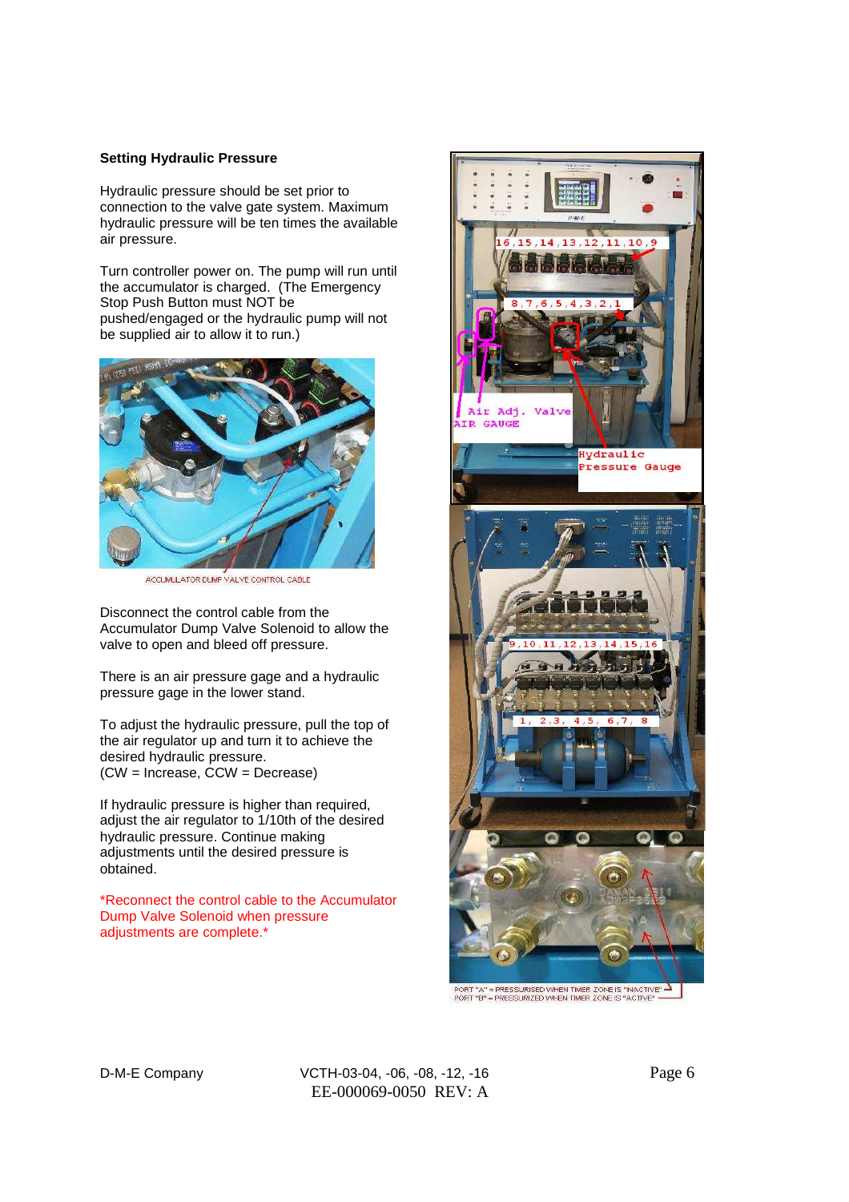### Setting Hydraulic Pressure

Hydraulic pressure should be set prior to connection to the valve gate system. Maximum hydraulic pressure will be ten times the available air pressure.

Turn controller power on. The pump will run until the accumulator is charged. (The Emergency Stop Push Button must NOT be pushed/engaged or the hydraulic pump will not be supplied air to allow it to run.)

ACCUMULATOR DUMP VALVE CONTROL CABLE

Disconnect the control cable from the Accumulator Dump Valve Solenoid to allow the valve to open and bleed off pressure.

There is an air pressure gage and a hydraulic pressure gage in the lower stand.

To adjust the hydraulic pressure, pull the top of the air regulator up and turn it to achieve the desired hydraulic pressure.
(CW = Increase, CCW = Decrease)

If hydraulic pressure is higher than required, adjust the air regulator to 1/10th of the desired hydraulic pressure. Continue making adjustments until the desired pressure is obtained.

*Reconnect the control cable to the Accumulator Dump Valve Solenoid when pressure adjustments are complete.*

16,15,14,13,12,11,10,9

8,7,6,5,4,3,2,1

Air Adj. Valve

AIR GAUGE

Hydraulic Pressure Gauge

9,10,11,12,13,14,15,16

1, 2,3, 4,5, 6,7, 8

PORT "A" = PRESSURISED WHEN TIMER ZONE IS "INACTIVE"
PORT "B" = PRESSURIZED WHEN TIMER ZONE IS "ACTIVE"

D-M-E Company VCTH-03-04, -06, -08, -12, -16
EE-000069-0050 REV: A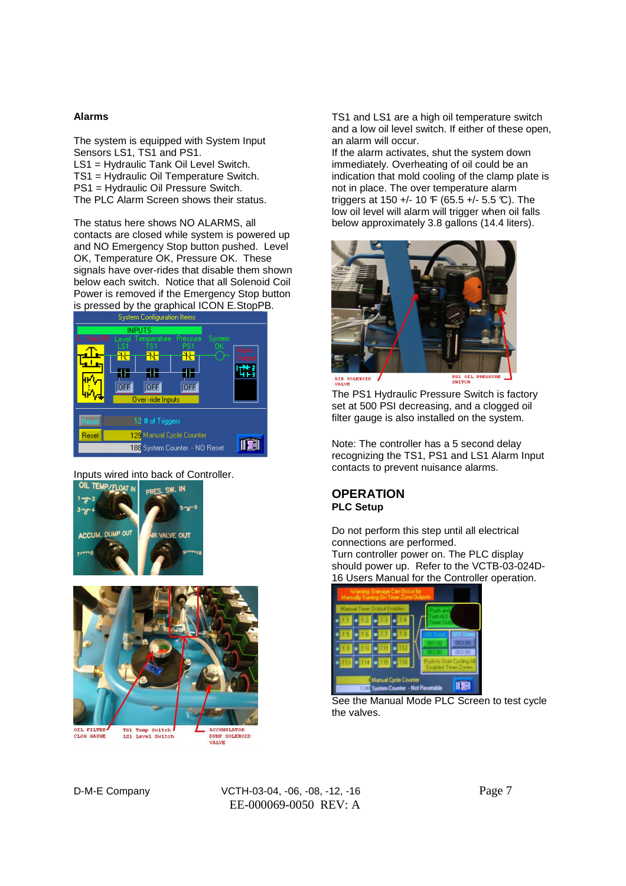## Alarms

The system is equipped with System Input Sensors LS1, TS1 and PS1.
LS1 = Hydraulic Tank Oil Level Switch.
TS1 = Hydraulic Oil Temperature Switch.
PS1 = Hydraulic Oil Pressure Switch.
The PLC Alarm Screen shows their status.

The status here shows NO ALARMS, all contacts are closed while system is powered up and NO Emergency Stop button pushed. Level OK, Temperature OK, Pressure OK. These signals have over-rides that disable them shown below each switch. Notice that all Solenoid Coil Power is removed if the Emergency Stop button is pressed by the graphical ICON E.StopPB.

Inputs wired into back of Controller.

OIL FILTER CLOG GAUGE   TS1 Temp Switch LS1 Level Switch   ACCUMULATOR DUMP SOLENOID VALVE

TS1 and LS1 are a high oil temperature switch and a low oil level switch. If either of these open, an alarm will occur.
If the alarm activates, shut the system down immediately. Overheating of oil could be an indication that mold cooling of the clamp plate is not in place. The over temperature alarm triggers at 150 +/- 10 ℉ (65.5 +/- 5.5 ℃). The low oil level will alarm will trigger when oil falls below approximately 3.8 gallons (14.4 liters).

AIR SOLENOID VALVE   PS1 OIL PRESSURE SWITCH

The PS1 Hydraulic Pressure Switch is factory set at 500 PSI decreasing, and a clogged oil filter gauge is also installed on the system.

Note: The controller has a 5 second delay recognizing the TS1, PS1 and LS1 Alarm Input contacts to prevent nuisance alarms.

# OPERATION

### PLC Setup

Do not perform this step until all electrical connections are performed.
Turn controller power on. The PLC display should power up. Refer to the VCTB-03-024D-16 Users Manual for the Controller operation.

See the Manual Mode PLC Screen to test cycle the valves.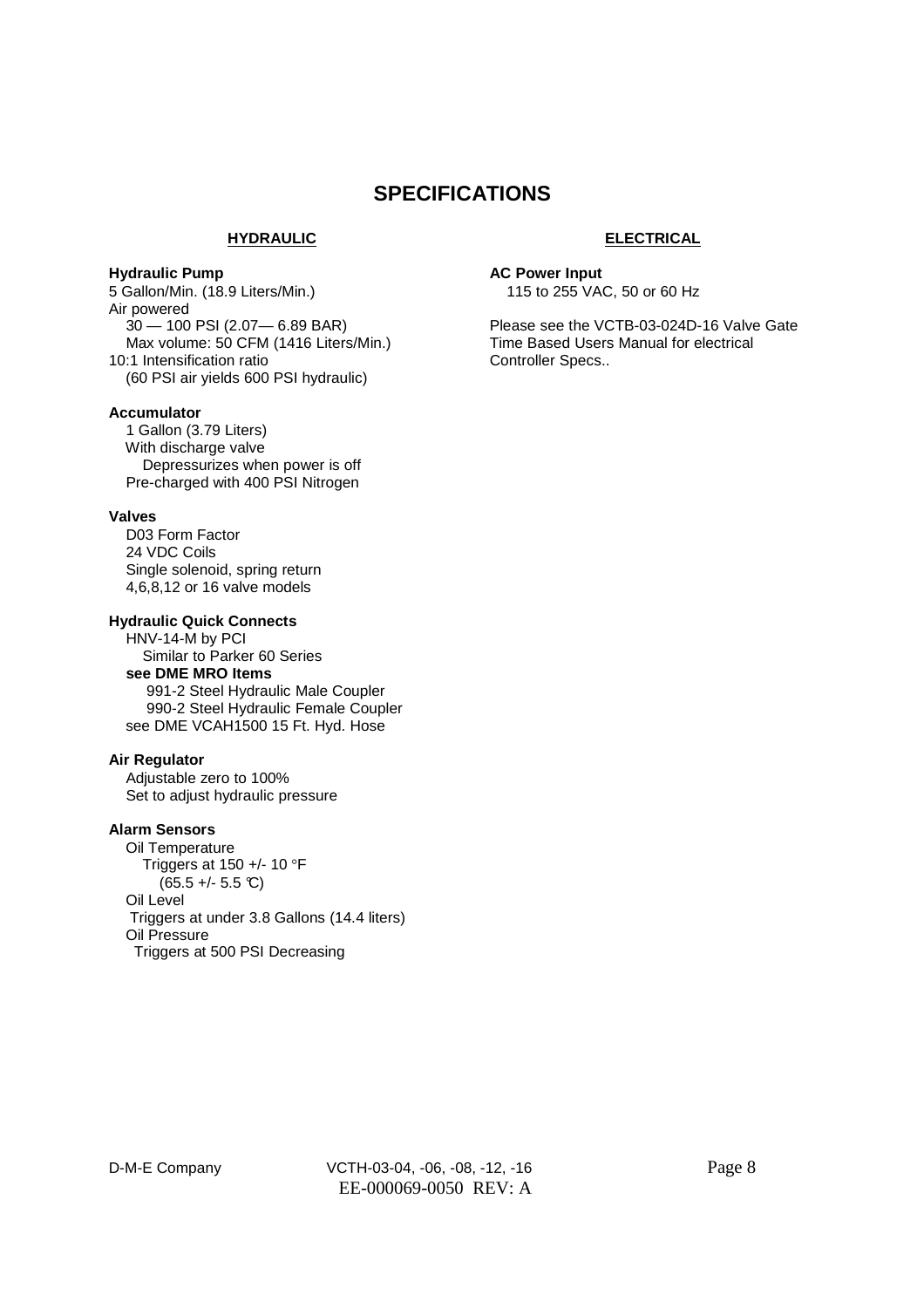# SPECIFICATIONS

## HYDRAULIC

**Hydraulic Pump**
5 Gallon/Min. (18.9 Liters/Min.)
Air powered
30 — 100 PSI (2.07— 6.89 BAR)
Max volume: 50 CFM (1416 Liters/Min.)
10:1 Intensification ratio
(60 PSI air yields 600 PSI hydraulic)

**Accumulator**
1 Gallon (3.79 Liters)
With discharge valve
Depressurizes when power is off
Pre-charged with 400 PSI Nitrogen

**Valves**
D03 Form Factor
24 VDC Coils
Single solenoid, spring return
4,6,8,12 or 16 valve models

**Hydraulic Quick Connects**
HNV-14-M by PCI
Similar to Parker 60 Series
**see DME MRO Items**
991-2 Steel Hydraulic Male Coupler
990-2 Steel Hydraulic Female Coupler
see DME VCAH1500 15 Ft. Hyd. Hose

**Air Regulator**
Adjustable zero to 100%
Set to adjust hydraulic pressure

**Alarm Sensors**
Oil Temperature
Triggers at 150 +/- 10 °F
(65.5 +/- 5.5 °C)
Oil Level
Triggers at under 3.8 Gallons (14.4 liters)
Oil Pressure
Triggers at 500 PSI Decreasing

## ELECTRICAL

**AC Power Input**
115 to 255 VAC, 50 or 60 Hz

Please see the VCTB-03-024D-16 Valve Gate Time Based Users Manual for electrical Controller Specs..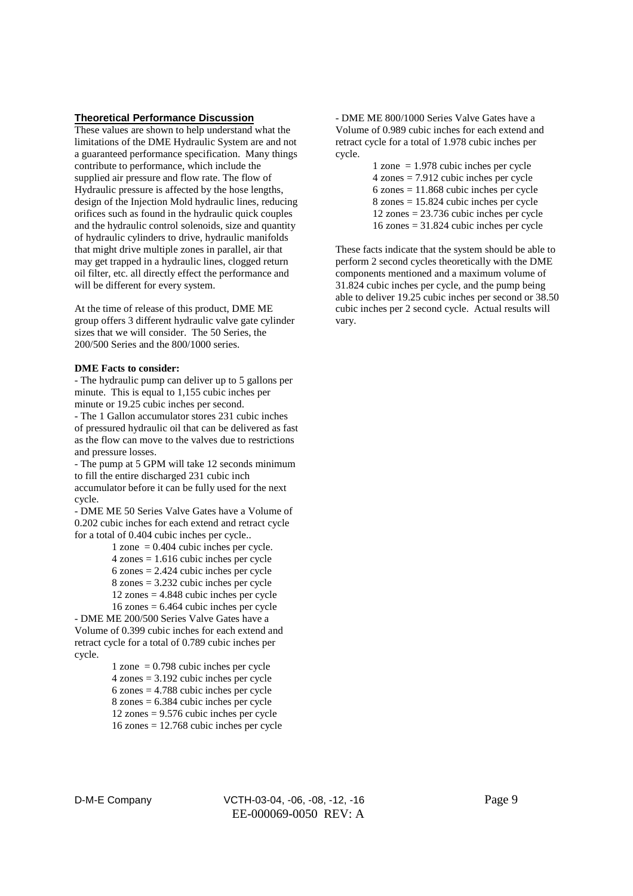## Theoretical Performance Discussion

These values are shown to help understand what the limitations of the DME Hydraulic System are and not a guaranteed performance specification. Many things contribute to performance, which include the supplied air pressure and flow rate. The flow of Hydraulic pressure is affected by the hose lengths, design of the Injection Mold hydraulic lines, reducing orifices such as found in the hydraulic quick couples and the hydraulic control solenoids, size and quantity of hydraulic cylinders to drive, hydraulic manifolds that might drive multiple zones in parallel, air that may get trapped in a hydraulic lines, clogged return oil filter, etc. all directly effect the performance and will be different for every system.

At the time of release of this product, DME ME group offers 3 different hydraulic valve gate cylinder sizes that we will consider. The 50 Series, the 200/500 Series and the 800/1000 series.

**DME Facts to consider:**

- The hydraulic pump can deliver up to 5 gallons per minute. This is equal to 1,155 cubic inches per minute or 19.25 cubic inches per second.
- The 1 Gallon accumulator stores 231 cubic inches of pressured hydraulic oil that can be delivered as fast as the flow can move to the valves due to restrictions and pressure losses.
- The pump at 5 GPM will take 12 seconds minimum to fill the entire discharged 231 cubic inch accumulator before it can be fully used for the next cycle.
- DME ME 50 Series Valve Gates have a Volume of 0.202 cubic inches for each extend and retract cycle for a total of 0.404 cubic inches per cycle..

  1 zone = 0.404 cubic inches per cycle.
  4 zones = 1.616 cubic inches per cycle
  6 zones = 2.424 cubic inches per cycle
  8 zones = 3.232 cubic inches per cycle
  12 zones = 4.848 cubic inches per cycle
  16 zones = 6.464 cubic inches per cycle

- DME ME 200/500 Series Valve Gates have a Volume of 0.399 cubic inches for each extend and retract cycle for a total of 0.789 cubic inches per cycle.

  1 zone = 0.798 cubic inches per cycle
  4 zones = 3.192 cubic inches per cycle
  6 zones = 4.788 cubic inches per cycle
  8 zones = 6.384 cubic inches per cycle
  12 zones = 9.576 cubic inches per cycle
  16 zones = 12.768 cubic inches per cycle

- DME ME 800/1000 Series Valve Gates have a Volume of 0.989 cubic inches for each extend and retract cycle for a total of 1.978 cubic inches per cycle.

  1 zone = 1.978 cubic inches per cycle
  4 zones = 7.912 cubic inches per cycle
  6 zones = 11.868 cubic inches per cycle
  8 zones = 15.824 cubic inches per cycle
  12 zones = 23.736 cubic inches per cycle
  16 zones = 31.824 cubic inches per cycle

These facts indicate that the system should be able to perform 2 second cycles theoretically with the DME components mentioned and a maximum volume of 31.824 cubic inches per cycle, and the pump being able to deliver 19.25 cubic inches per second or 38.50 cubic inches per 2 second cycle. Actual results will vary.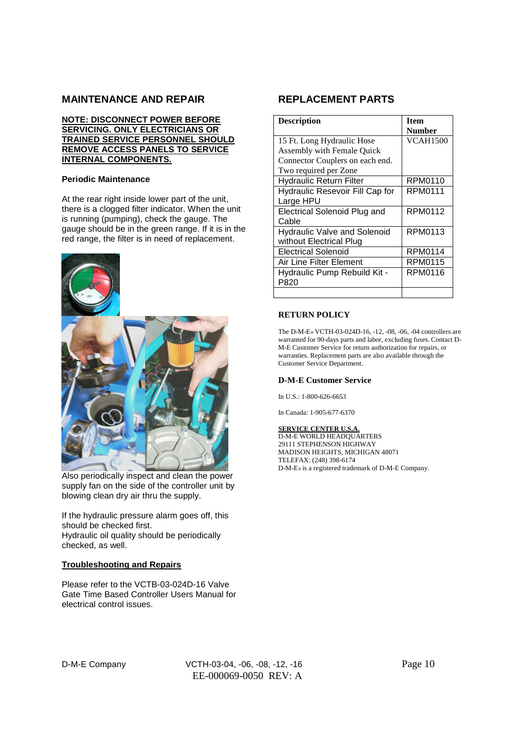## MAINTENANCE AND REPAIR

**NOTE: DISCONNECT POWER BEFORE SERVICING. ONLY ELECTRICIANS OR TRAINED SERVICE PERSONNEL SHOULD REMOVE ACCESS PANELS TO SERVICE INTERNAL COMPONENTS.**

### Periodic Maintenance

At the rear right inside lower part of the unit, there is a clogged filter indicator. When the unit is running (pumping), check the gauge. The gauge should be in the green range. If it is in the red range, the filter is in need of replacement.

Also periodically inspect and clean the power supply fan on the side of the controller unit by blowing clean dry air thru the supply.

If the hydraulic pressure alarm goes off, this should be checked first.
Hydraulic oil quality should be periodically checked, as well.

### Troubleshooting and Repairs

Please refer to the VCTB-03-024D-16 Valve Gate Time Based Controller Users Manual for electrical control issues.

## REPLACEMENT PARTS

| Description | Item Number |
|---|---|
| 15 Ft. Long Hydraulic Hose Assembly with Female Quick Connector Couplers on each end. Two required per Zone | VCAH1500 |
| Hydraulic Return Filter | RPM0110 |
| Hydraulic Resevoir Fill Cap for Large HPU | RPM0111 |
| Electrical Solenoid Plug and Cable | RPM0112 |
| Hydraulic Valve and Solenoid without Electrical Plug | RPM0113 |
| Electrical Solenoid | RPM0114 |
| Air Line Filter Element | RPM0115 |
| Hydraulic Pump Rebuild Kit - P820 | RPM0116 |
| | |

### RETURN POLICY

The D-M-E® VCTH-03-024D-16, -12, -08, -06, -04 controllers are warranted for 90-days parts and labor, excluding fuses. Contact D-M-E Customer Service for return authorization for repairs, or warranties. Replacement parts are also available through the Customer Service Department.

### D-M-E Customer Service

In U.S.: 1-800-626-6653

In Canada: 1-905-677-6370

**SERVICE CENTER U.S.A.**
D-M-E WORLD HEADQUARTERS
29111 STEPHENSON HIGHWAY
MADISON HEIGHTS, MICHIGAN 48071
TELEFAX: (248) 398-6174
D-M-E® is a registered trademark of D-M-E Company.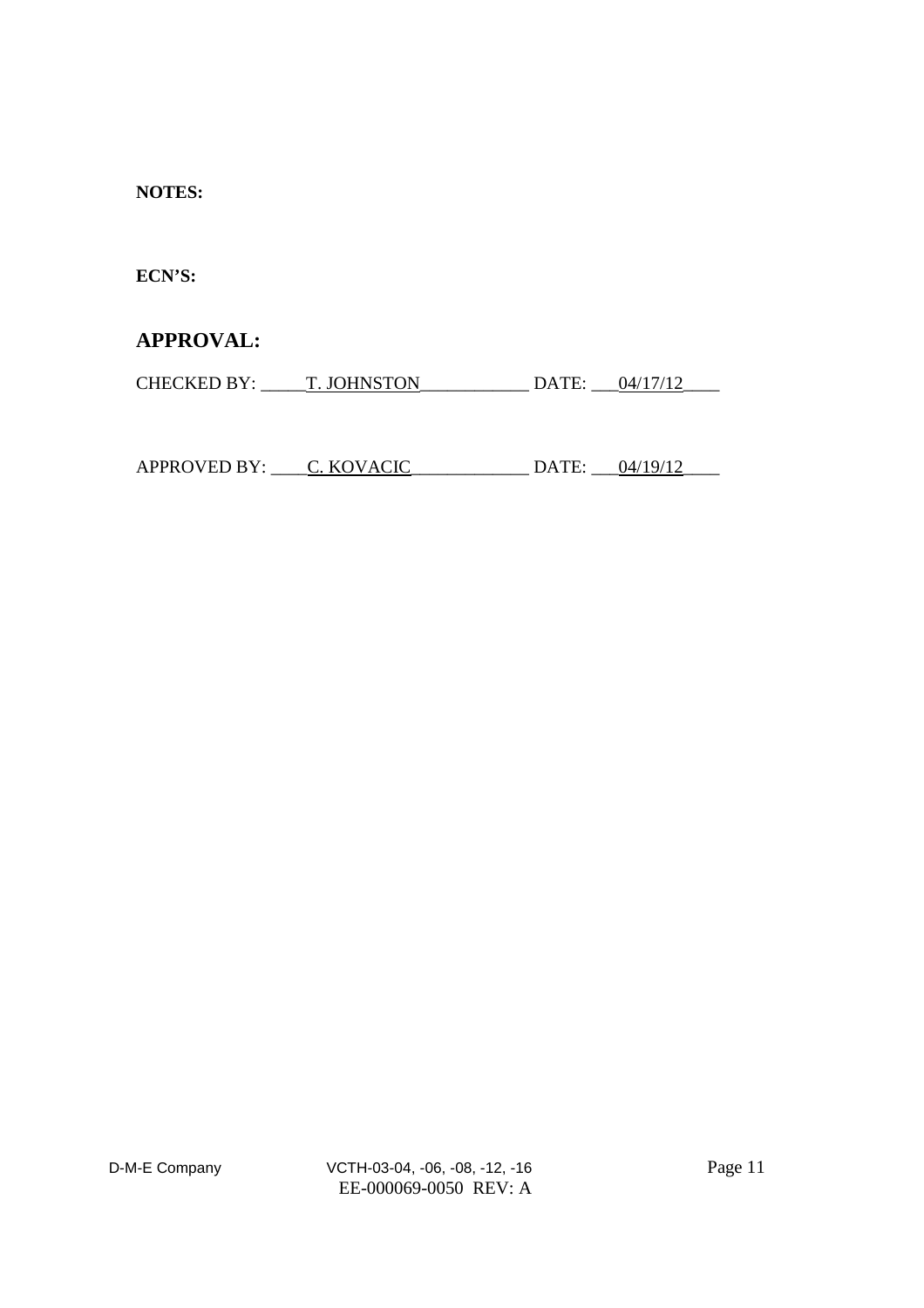**NOTES:**

**ECN'S:**

## APPROVAL:

CHECKED BY: _____T. JOHNSTON____________ DATE: ___04/17/12____

APPROVED BY: ____C. KOVACIC_____________ DATE: ___04/19/12____